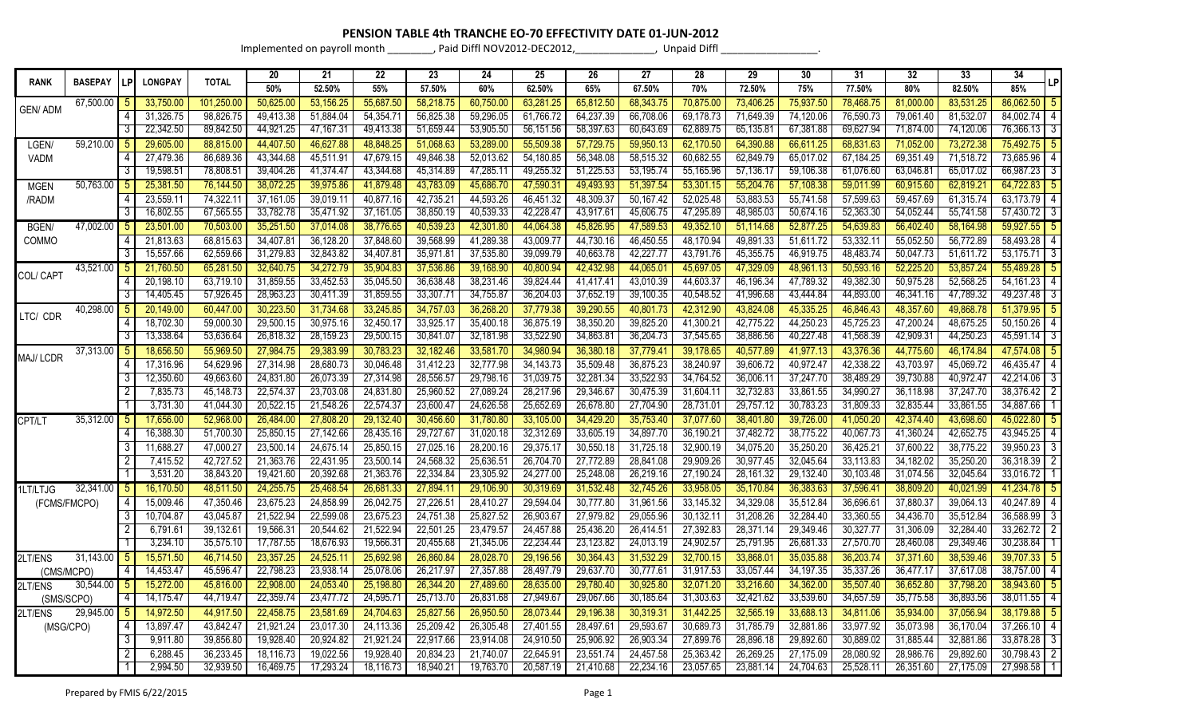# PENSION TABLE 4th TRANCHE EO-70 EFFECTIVITY DATE 01-JUN-2012

Implemented on payroll month ________, Paid Diffl NOV2012-DEC2012,______________, Unpaid Diffl _________________.

| RANK | BASEPAY | LP | LONGPAY | TOTAL | 20 | 21 | 22 | 23 | 24 | 25 | 26 | 27 | 28 | 29 | 30 | 31 | 32 | 33 | 34 | LP |
|---|---|---|---|---|---|---|---|---|---|---|---|---|---|---|---|---|---|---|---|---|
| | | | | | 50% | 52.50% | 55% | 57.50% | 60% | 62.50% | 65% | 67.50% | 70% | 72.50% | 75% | 77.50% | 80% | 82.50% | 85% | |
| GEN/ ADM | 67,500.00 | 5 | 33,750.00 | 101,250.00 | 50,625.00 | 53,156.25 | 55,687.50 | 58,218.75 | 60,750.00 | 63,281.25 | 65,812.50 | 68,343.75 | 70,875.00 | 73,406.25 | 75,937.50 | 78,468.75 | 81,000.00 | 83,531.25 | 86,062.50 | 5 |
| | | 4 | 31,326.75 | 98,826.75 | 49,413.38 | 51,884.04 | 54,354.71 | 56,825.38 | 59,296.05 | 61,766.72 | 64,237.39 | 66,708.06 | 69,178.73 | 71,649.39 | 74,120.06 | 76,590.73 | 79,061.40 | 81,532.07 | 84,002.74 | 4 |
| | | 3 | 22,342.50 | 89,842.50 | 44,921.25 | 47,167.31 | 49,413.38 | 51,659.44 | 53,905.50 | 56,151.56 | 58,397.63 | 60,643.69 | 62,889.75 | 65,135.81 | 67,381.88 | 69,627.94 | 71,874.00 | 74,120.06 | 76,366.13 | 3 |
| LGEN/ VADM | 59,210.00 | 5 | 29,605.00 | 88,815.00 | 44,407.50 | 46,627.88 | 48,848.25 | 51,068.63 | 53,289.00 | 55,509.38 | 57,729.75 | 59,950.13 | 62,170.50 | 64,390.88 | 66,611.25 | 68,831.63 | 71,052.00 | 73,272.38 | 75,492.75 | 5 |
| | | 4 | 27,479.36 | 86,689.36 | 43,344.68 | 45,511.91 | 47,679.15 | 49,846.38 | 52,013.62 | 54,180.85 | 56,348.08 | 58,515.32 | 60,682.55 | 62,849.79 | 65,017.02 | 67,184.25 | 69,351.49 | 71,518.72 | 73,685.96 | 4 |
| | | 3 | 19,598.51 | 78,808.51 | 39,404.26 | 41,374.47 | 43,344.68 | 45,314.89 | 47,285.11 | 49,255.32 | 51,225.53 | 53,195.74 | 55,165.96 | 57,136.17 | 59,106.38 | 61,076.60 | 63,046.81 | 65,017.02 | 66,987.23 | 3 |
| MGEN /RADM | 50,763.00 | 5 | 25,381.50 | 76,144.50 | 38,072.25 | 39,975.86 | 41,879.48 | 43,783.09 | 45,686.70 | 47,590.31 | 49,493.93 | 51,397.54 | 53,301.15 | 55,204.76 | 57,108.38 | 59,011.99 | 60,915.60 | 62,819.21 | 64,722.83 | 5 |
| | | 4 | 23,559.11 | 74,322.11 | 37,161.05 | 39,019.11 | 40,877.16 | 42,735.21 | 44,593.26 | 46,451.32 | 48,309.37 | 50,167.42 | 52,025.48 | 53,883.53 | 55,741.58 | 57,599.63 | 59,457.69 | 61,315.74 | 63,173.79 | 4 |
| | | 3 | 16,802.55 | 67,565.55 | 33,782.78 | 35,471.92 | 37,161.05 | 38,850.19 | 40,539.33 | 42,228.47 | 43,917.61 | 45,606.75 | 47,295.89 | 48,985.03 | 50,674.16 | 52,363.30 | 54,052.44 | 55,741.58 | 57,430.72 | 3 |
| BGEN/ COMMO | 47,002.00 | 5 | 23,501.00 | 70,503.00 | 35,251.50 | 37,014.08 | 38,776.65 | 40,539.23 | 42,301.80 | 44,064.38 | 45,826.95 | 47,589.53 | 49,352.10 | 51,114.68 | 52,877.25 | 54,639.83 | 56,402.40 | 58,164.98 | 59,927.55 | 5 |
| | | 4 | 21,813.63 | 68,815.63 | 34,407.81 | 36,128.20 | 37,848.60 | 39,568.99 | 41,289.38 | 43,009.77 | 44,730.16 | 46,450.55 | 48,170.94 | 49,891.33 | 51,611.72 | 53,332.11 | 55,052.50 | 56,772.89 | 58,493.28 | 4 |
| | | 3 | 15,557.66 | 62,559.66 | 31,279.83 | 32,843.82 | 34,407.81 | 35,971.81 | 37,535.80 | 39,099.79 | 40,663.78 | 42,227.77 | 43,791.76 | 45,355.75 | 46,919.75 | 48,483.74 | 50,047.73 | 51,611.72 | 53,175.71 | 3 |
| COL/ CAPT | 43,521.00 | 5 | 21,760.50 | 65,281.50 | 32,640.75 | 34,272.79 | 35,904.83 | 37,536.86 | 39,168.90 | 40,800.94 | 42,432.98 | 44,065.01 | 45,697.05 | 47,329.09 | 48,961.13 | 50,593.16 | 52,225.20 | 53,857.24 | 55,489.28 | 5 |
| | | 4 | 20,198.10 | 63,719.10 | 31,859.55 | 33,452.53 | 35,045.50 | 36,638.48 | 38,231.46 | 39,824.44 | 41,417.41 | 43,010.39 | 44,603.37 | 46,196.34 | 47,789.32 | 49,382.30 | 50,975.28 | 52,568.25 | 54,161.23 | 4 |
| | | 3 | 14,405.45 | 57,926.45 | 28,963.23 | 30,411.39 | 31,859.55 | 33,307.71 | 34,755.87 | 36,204.03 | 37,652.19 | 39,100.35 | 40,548.52 | 41,996.68 | 43,444.84 | 44,893.00 | 46,341.16 | 47,789.32 | 49,237.48 | 3 |
| LTC/ CDR | 40,298.00 | 5 | 20,149.00 | 60,447.00 | 30,223.50 | 31,734.68 | 33,245.85 | 34,757.03 | 36,268.20 | 37,779.38 | 39,290.55 | 40,801.73 | 42,312.90 | 43,824.08 | 45,335.25 | 46,846.43 | 48,357.60 | 49,868.78 | 51,379.95 | 5 |
| | | 4 | 18,702.30 | 59,000.30 | 29,500.15 | 30,975.16 | 32,450.17 | 33,925.17 | 35,400.18 | 36,875.19 | 38,350.20 | 39,825.20 | 41,300.21 | 42,775.22 | 44,250.23 | 45,725.23 | 47,200.24 | 48,675.25 | 50,150.26 | 4 |
| | | 3 | 13,338.64 | 53,636.64 | 26,818.32 | 28,159.23 | 29,500.15 | 30,841.07 | 32,181.98 | 33,522.90 | 34,863.81 | 36,204.73 | 37,545.65 | 38,886.56 | 40,227.48 | 41,568.39 | 42,909.31 | 44,250.23 | 45,591.14 | 3 |
| MAJ/ LCDR | 37,313.00 | 5 | 18,656.50 | 55,969.50 | 27,984.75 | 29,383.99 | 30,783.23 | 32,182.46 | 33,581.70 | 34,980.94 | 36,380.18 | 37,779.41 | 39,178.65 | 40,577.89 | 41,977.13 | 43,376.36 | 44,775.60 | 46,174.84 | 47,574.08 | 5 |
| | | 4 | 17,316.96 | 54,629.96 | 27,314.98 | 28,680.73 | 30,046.48 | 31,412.23 | 32,777.98 | 34,143.73 | 35,509.48 | 36,875.23 | 38,240.97 | 39,606.72 | 40,972.47 | 42,338.22 | 43,703.97 | 45,069.72 | 46,435.47 | 4 |
| | | 3 | 12,350.60 | 49,663.60 | 24,831.80 | 26,073.39 | 27,314.98 | 28,556.57 | 29,798.16 | 31,039.75 | 32,281.34 | 33,522.93 | 34,764.52 | 36,006.11 | 37,247.70 | 38,489.29 | 39,730.88 | 40,972.47 | 42,214.06 | 3 |
| | | 2 | 7,835.73 | 45,148.73 | 22,574.37 | 23,703.08 | 24,831.80 | 25,960.52 | 27,089.24 | 28,217.96 | 29,346.67 | 30,475.39 | 31,604.11 | 32,732.83 | 33,861.55 | 34,990.27 | 36,118.98 | 37,247.70 | 38,376.42 | 2 |
| | | 1 | 3,731.30 | 41,044.30 | 20,522.15 | 21,548.26 | 22,574.37 | 23,600.47 | 24,626.58 | 25,652.69 | 26,678.80 | 27,704.90 | 28,731.01 | 29,757.12 | 30,783.23 | 31,809.33 | 32,835.44 | 33,861.55 | 34,887.66 | 1 |
| CPT/LT | 35,312.00 | 5 | 17,656.00 | 52,968.00 | 26,484.00 | 27,808.20 | 29,132.40 | 30,456.60 | 31,780.80 | 33,105.00 | 34,429.20 | 35,753.40 | 37,077.60 | 38,401.80 | 39,726.00 | 41,050.20 | 42,374.40 | 43,698.60 | 45,022.80 | 5 |
| | | 4 | 16,388.30 | 51,700.30 | 25,850.15 | 27,142.66 | 28,435.16 | 29,727.67 | 31,020.18 | 32,312.69 | 33,605.19 | 34,897.70 | 36,190.21 | 37,482.72 | 38,775.22 | 40,067.73 | 41,360.24 | 42,652.75 | 43,945.25 | 4 |
| | | 3 | 11,688.27 | 47,000.27 | 23,500.14 | 24,675.14 | 25,850.15 | 27,025.16 | 28,200.16 | 29,375.17 | 30,550.18 | 31,725.18 | 32,900.19 | 34,075.20 | 35,250.20 | 36,425.21 | 37,600.22 | 38,775.22 | 39,950.23 | 3 |
| | | 2 | 7,415.52 | 42,727.52 | 21,363.76 | 22,431.95 | 23,500.14 | 24,568.32 | 25,636.51 | 26,704.70 | 27,772.89 | 28,841.08 | 29,909.26 | 30,977.45 | 32,045.64 | 33,113.83 | 34,182.02 | 35,250.20 | 36,318.39 | 2 |
| | | 1 | 3,531.20 | 38,843.20 | 19,421.60 | 20,392.68 | 21,363.76 | 22,334.84 | 23,305.92 | 24,277.00 | 25,248.08 | 26,219.16 | 27,190.24 | 28,161.32 | 29,132.40 | 30,103.48 | 31,074.56 | 32,045.64 | 33,016.72 | 1 |
| 1LT/LTJG (FCMS/FMCPO) | 32,341.00 | 5 | 16,170.50 | 48,511.50 | 24,255.75 | 25,468.54 | 26,681.33 | 27,894.11 | 29,106.90 | 30,319.69 | 31,532.48 | 32,745.26 | 33,958.05 | 35,170.84 | 36,383.63 | 37,596.41 | 38,809.20 | 40,021.99 | 41,234.78 | 5 |
| | | 4 | 15,009.46 | 47,350.46 | 23,675.23 | 24,858.99 | 26,042.75 | 27,226.51 | 28,410.27 | 29,594.04 | 30,777.80 | 31,961.56 | 33,145.32 | 34,329.08 | 35,512.84 | 36,696.61 | 37,880.37 | 39,064.13 | 40,247.89 | 4 |
| | | 3 | 10,704.87 | 43,045.87 | 21,522.94 | 22,599.08 | 23,675.23 | 24,751.38 | 25,827.52 | 26,903.67 | 27,979.82 | 29,055.96 | 30,132.11 | 31,208.26 | 32,284.40 | 33,360.55 | 34,436.70 | 35,512.84 | 36,588.99 | 3 |
| | | 2 | 6,791.61 | 39,132.61 | 19,566.31 | 20,544.62 | 21,522.94 | 22,501.25 | 23,479.57 | 24,457.88 | 25,436.20 | 26,414.51 | 27,392.83 | 28,371.14 | 29,349.46 | 30,327.77 | 31,306.09 | 32,284.40 | 33,262.72 | 2 |
| | | 1 | 3,234.10 | 35,575.10 | 17,787.55 | 18,676.93 | 19,566.31 | 20,455.68 | 21,345.06 | 22,234.44 | 23,123.82 | 24,013.19 | 24,902.57 | 25,791.95 | 26,681.33 | 27,570.70 | 28,460.08 | 29,349.46 | 30,238.84 | 1 |
| 2LT/ENS (CMS/MCPO) | 31,143.00 | 5 | 15,571.50 | 46,714.50 | 23,357.25 | 24,525.11 | 25,692.98 | 26,860.84 | 28,028.70 | 29,196.56 | 30,364.43 | 31,532.29 | 32,700.15 | 33,868.01 | 35,035.88 | 36,203.74 | 37,371.60 | 38,539.46 | 39,707.33 | 5 |
| | | 4 | 14,453.47 | 45,596.47 | 22,798.23 | 23,938.14 | 25,078.06 | 26,217.97 | 27,357.88 | 28,497.79 | 29,637.70 | 30,777.61 | 31,917.53 | 33,057.44 | 34,197.35 | 35,337.26 | 36,477.17 | 37,617.08 | 38,757.00 | 4 |
| 2LT/ENS (SMS/SCPO) | 30,544.00 | 5 | 15,272.00 | 45,816.00 | 22,908.00 | 24,053.40 | 25,198.80 | 26,344.20 | 27,489.60 | 28,635.00 | 29,780.40 | 30,925.80 | 32,071.20 | 33,216.60 | 34,362.00 | 35,507.40 | 36,652.80 | 37,798.20 | 38,943.60 | 5 |
| | | 4 | 14,175.47 | 44,719.47 | 22,359.74 | 23,477.72 | 24,595.71 | 25,713.70 | 26,831.68 | 27,949.67 | 29,067.66 | 30,185.64 | 31,303.63 | 32,421.62 | 33,539.60 | 34,657.59 | 35,775.58 | 36,893.56 | 38,011.55 | 4 |
| 2LT/ENS (MSG/CPO) | 29,945.00 | 5 | 14,972.50 | 44,917.50 | 22,458.75 | 23,581.69 | 24,704.63 | 25,827.56 | 26,950.50 | 28,073.44 | 29,196.38 | 30,319.31 | 31,442.25 | 32,565.19 | 33,688.13 | 34,811.06 | 35,934.00 | 37,056.94 | 38,179.88 | 5 |
| | | 4 | 13,897.47 | 43,842.47 | 21,921.24 | 23,017.30 | 24,113.36 | 25,209.42 | 26,305.48 | 27,401.55 | 28,497.61 | 29,593.67 | 30,689.73 | 31,785.79 | 32,881.86 | 33,977.92 | 35,073.98 | 36,170.04 | 37,266.10 | 4 |
| | | 3 | 9,911.80 | 39,856.80 | 19,928.40 | 20,924.82 | 21,921.24 | 22,917.66 | 23,914.08 | 24,910.50 | 25,906.92 | 26,903.34 | 27,899.76 | 28,896.18 | 29,892.60 | 30,889.02 | 31,885.44 | 32,881.86 | 33,878.28 | 3 |
| | | 2 | 6,288.45 | 36,233.45 | 18,116.73 | 19,022.56 | 19,928.40 | 20,834.23 | 21,740.07 | 22,645.91 | 23,551.74 | 24,457.58 | 25,363.42 | 26,269.25 | 27,175.09 | 28,080.92 | 28,986.76 | 29,892.60 | 30,798.43 | 2 |
| | | 1 | 2,994.50 | 32,939.50 | 16,469.75 | 17,293.24 | 18,116.73 | 18,940.21 | 19,763.70 | 20,587.19 | 21,410.68 | 22,234.16 | 23,057.65 | 23,881.14 | 24,704.63 | 25,528.11 | 26,351.60 | 27,175.09 | 27,998.58 | 1 |

Prepared by FMIS 6/22/2015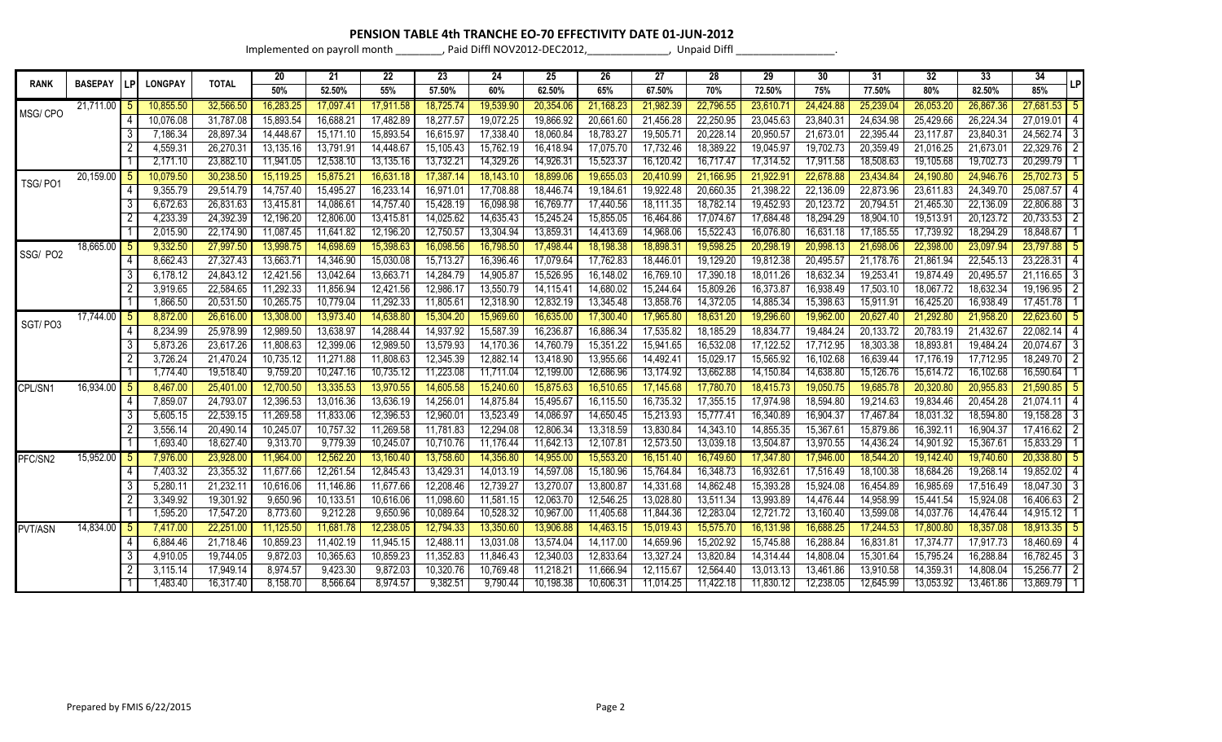# PENSION TABLE 4th TRANCHE EO-70 EFFECTIVITY DATE 01-JUN-2012

Implemented on payroll month ________, Paid Diffl NOV2012-DEC2012,______________, Unpaid Diffl _________________.

| RANK | BASEPAY | LP | LONGPAY | TOTAL | 20 | 21 | 22 | 23 | 24 | 25 | 26 | 27 | 28 | 29 | 30 | 31 | 32 | 33 | 34 | LP |
|---|---|---|---|---|---|---|---|---|---|---|---|---|---|---|---|---|---|---|---|---|
| | | | | | 50% | 52.50% | 55% | 57.50% | 60% | 62.50% | 65% | 67.50% | 70% | 72.50% | 75% | 77.50% | 80% | 82.50% | 85% | |
| MSG/ CPO | 21,711.00 | 5 | 10,855.50 | 32,566.50 | 16,283.25 | 17,097.41 | 17,911.58 | 18,725.74 | 19,539.90 | 20,354.06 | 21,168.23 | 21,982.39 | 22,796.55 | 23,610.71 | 24,424.88 | 25,239.04 | 26,053.20 | 26,867.36 | 27,681.53 | 5 |
| | | 4 | 10,076.08 | 31,787.08 | 15,893.54 | 16,688.21 | 17,482.89 | 18,277.57 | 19,072.25 | 19,866.92 | 20,661.60 | 21,456.28 | 22,250.95 | 23,045.63 | 23,840.31 | 24,634.98 | 25,429.66 | 26,224.34 | 27,019.01 | 4 |
| | | 3 | 7,186.34 | 28,897.34 | 14,448.67 | 15,171.10 | 15,893.54 | 16,615.97 | 17,338.40 | 18,060.84 | 18,783.27 | 19,505.71 | 20,228.14 | 20,950.57 | 21,673.01 | 22,395.44 | 23,117.87 | 23,840.31 | 24,562.74 | 3 |
| | | 2 | 4,559.31 | 26,270.31 | 13,135.16 | 13,791.91 | 14,448.67 | 15,105.43 | 15,762.19 | 16,418.94 | 17,075.70 | 17,732.46 | 18,389.22 | 19,045.97 | 19,702.73 | 20,359.49 | 21,016.25 | 21,673.01 | 22,329.76 | 2 |
| | | 1 | 2,171.10 | 23,882.10 | 11,941.05 | 12,538.10 | 13,135.16 | 13,732.21 | 14,329.26 | 14,926.31 | 15,523.37 | 16,120.42 | 16,717.47 | 17,314.52 | 17,911.58 | 18,508.63 | 19,105.68 | 19,702.73 | 20,299.79 | 1 |
| TSG/ PO1 | 20,159.00 | 5 | 10,079.50 | 30,238.50 | 15,119.25 | 15,875.21 | 16,631.18 | 17,387.14 | 18,143.10 | 18,899.06 | 19,655.03 | 20,410.99 | 21,166.95 | 21,922.91 | 22,678.88 | 23,434.84 | 24,190.80 | 24,946.76 | 25,702.73 | 5 |
| | | 4 | 9,355.79 | 29,514.79 | 14,757.40 | 15,495.27 | 16,233.14 | 16,971.01 | 17,708.88 | 18,446.74 | 19,184.61 | 19,922.48 | 20,660.35 | 21,398.22 | 22,136.09 | 22,873.96 | 23,611.83 | 24,349.70 | 25,087.57 | 4 |
| | | 3 | 6,672.63 | 26,831.63 | 13,415.81 | 14,086.61 | 14,757.40 | 15,428.19 | 16,098.98 | 16,769.77 | 17,440.56 | 18,111.35 | 18,782.14 | 19,452.93 | 20,123.72 | 20,794.51 | 21,465.30 | 22,136.09 | 22,806.88 | 3 |
| | | 2 | 4,233.39 | 24,392.39 | 12,196.20 | 12,806.00 | 13,415.81 | 14,025.62 | 14,635.43 | 15,245.24 | 15,855.05 | 16,464.86 | 17,074.67 | 17,684.48 | 18,294.29 | 18,904.10 | 19,513.91 | 20,123.72 | 20,733.53 | 2 |
| | | 1 | 2,015.90 | 22,174.90 | 11,087.45 | 11,641.82 | 12,196.20 | 12,750.57 | 13,304.94 | 13,859.31 | 14,413.69 | 14,968.06 | 15,522.43 | 16,076.80 | 16,631.18 | 17,185.55 | 17,739.92 | 18,294.29 | 18,848.67 | 1 |
| SSG/ PO2 | 18,665.00 | 5 | 9,332.50 | 27,997.50 | 13,998.75 | 14,698.69 | 15,398.63 | 16,098.56 | 16,798.50 | 17,498.44 | 18,198.38 | 18,898.31 | 19,598.25 | 20,298.19 | 20,998.13 | 21,698.06 | 22,398.00 | 23,097.94 | 23,797.88 | 5 |
| | | 4 | 8,662.43 | 27,327.43 | 13,663.71 | 14,346.90 | 15,030.08 | 15,713.27 | 16,396.46 | 17,079.64 | 17,762.83 | 18,446.01 | 19,129.20 | 19,812.38 | 20,495.57 | 21,178.76 | 21,861.94 | 22,545.13 | 23,228.31 | 4 |
| | | 3 | 6,178.12 | 24,843.12 | 12,421.56 | 13,042.64 | 13,663.71 | 14,284.79 | 14,905.87 | 15,526.95 | 16,148.02 | 16,769.10 | 17,390.18 | 18,011.26 | 18,632.34 | 19,253.41 | 19,874.49 | 20,495.57 | 21,116.65 | 3 |
| | | 2 | 3,919.65 | 22,584.65 | 11,292.33 | 11,856.94 | 12,421.56 | 12,986.17 | 13,550.79 | 14,115.41 | 14,680.02 | 15,244.64 | 15,809.26 | 16,373.87 | 16,938.49 | 17,503.10 | 18,067.72 | 18,632.34 | 19,196.95 | 2 |
| | | 1 | 1,866.50 | 20,531.50 | 10,265.75 | 10,779.04 | 11,292.33 | 11,805.61 | 12,318.90 | 12,832.19 | 13,345.48 | 13,858.76 | 14,372.05 | 14,885.34 | 15,398.63 | 15,911.91 | 16,425.20 | 16,938.49 | 17,451.78 | 1 |
| SGT/ PO3 | 17,744.00 | 5 | 8,872.00 | 26,616.00 | 13,308.00 | 13,973.40 | 14,638.80 | 15,304.20 | 15,969.60 | 16,635.00 | 17,300.40 | 17,965.80 | 18,631.20 | 19,296.60 | 19,962.00 | 20,627.40 | 21,292.80 | 21,958.20 | 22,623.60 | 5 |
| | | 4 | 8,234.99 | 25,978.99 | 12,989.50 | 13,638.97 | 14,288.44 | 14,937.92 | 15,587.39 | 16,236.87 | 16,886.34 | 17,535.82 | 18,185.29 | 18,834.77 | 19,484.24 | 20,133.72 | 20,783.19 | 21,432.67 | 22,082.14 | 4 |
| | | 3 | 5,873.26 | 23,617.26 | 11,808.63 | 12,399.06 | 12,989.50 | 13,579.93 | 14,170.36 | 14,760.79 | 15,351.22 | 15,941.65 | 16,532.08 | 17,122.52 | 17,712.95 | 18,303.38 | 18,893.81 | 19,484.24 | 20,074.67 | 3 |
| | | 2 | 3,726.24 | 21,470.24 | 10,735.12 | 11,271.88 | 11,808.63 | 12,345.39 | 12,882.14 | 13,418.90 | 13,955.66 | 14,492.41 | 15,029.17 | 15,565.92 | 16,102.68 | 16,639.44 | 17,176.19 | 17,712.95 | 18,249.70 | 2 |
| | | 1 | 1,774.40 | 19,518.40 | 9,759.20 | 10,247.16 | 10,735.12 | 11,223.08 | 11,711.04 | 12,199.00 | 12,686.96 | 13,174.92 | 13,662.88 | 14,150.84 | 14,638.80 | 15,126.76 | 15,614.72 | 16,102.68 | 16,590.64 | 1 |
| CPL/SN1 | 16,934.00 | 5 | 8,467.00 | 25,401.00 | 12,700.50 | 13,335.53 | 13,970.55 | 14,605.58 | 15,240.60 | 15,875.63 | 16,510.65 | 17,145.68 | 17,780.70 | 18,415.73 | 19,050.75 | 19,685.78 | 20,320.80 | 20,955.83 | 21,590.85 | 5 |
| | | 4 | 7,859.07 | 24,793.07 | 12,396.53 | 13,016.36 | 13,636.19 | 14,256.01 | 14,875.84 | 15,495.67 | 16,115.50 | 16,735.32 | 17,355.15 | 17,974.98 | 18,594.80 | 19,214.63 | 19,834.46 | 20,454.28 | 21,074.11 | 4 |
| | | 3 | 5,605.15 | 22,539.15 | 11,269.58 | 11,833.06 | 12,396.53 | 12,960.01 | 13,523.49 | 14,086.97 | 14,650.45 | 15,213.93 | 15,777.41 | 16,340.89 | 16,904.37 | 17,467.84 | 18,031.32 | 18,594.80 | 19,158.28 | 3 |
| | | 2 | 3,556.14 | 20,490.14 | 10,245.07 | 10,757.32 | 11,269.58 | 11,781.83 | 12,294.08 | 12,806.34 | 13,318.59 | 13,830.84 | 14,343.10 | 14,855.35 | 15,367.61 | 15,879.86 | 16,392.11 | 16,904.37 | 17,416.62 | 2 |
| | | 1 | 1,693.40 | 18,627.40 | 9,313.70 | 9,779.39 | 10,245.07 | 10,710.76 | 11,176.44 | 11,642.13 | 12,107.81 | 12,573.50 | 13,039.18 | 13,504.87 | 13,970.55 | 14,436.24 | 14,901.92 | 15,367.61 | 15,833.29 | 1 |
| PFC/SN2 | 15,952.00 | 5 | 7,976.00 | 23,928.00 | 11,964.00 | 12,562.20 | 13,160.40 | 13,758.60 | 14,356.80 | 14,955.00 | 15,553.20 | 16,151.40 | 16,749.60 | 17,347.80 | 17,946.00 | 18,544.20 | 19,142.40 | 19,740.60 | 20,338.80 | 5 |
| | | 4 | 7,403.32 | 23,355.32 | 11,677.66 | 12,261.54 | 12,845.43 | 13,429.31 | 14,013.19 | 14,597.08 | 15,180.96 | 15,764.84 | 16,348.73 | 16,932.61 | 17,516.49 | 18,100.38 | 18,684.26 | 19,268.14 | 19,852.02 | 4 |
| | | 3 | 5,280.11 | 21,232.11 | 10,616.06 | 11,146.86 | 11,677.66 | 12,208.46 | 12,739.27 | 13,270.07 | 13,800.87 | 14,331.68 | 14,862.48 | 15,393.28 | 15,924.08 | 16,454.89 | 16,985.69 | 17,516.49 | 18,047.30 | 3 |
| | | 2 | 3,349.92 | 19,301.92 | 9,650.96 | 10,133.51 | 10,616.06 | 11,098.60 | 11,581.15 | 12,063.70 | 12,546.25 | 13,028.80 | 13,511.34 | 13,993.89 | 14,476.44 | 14,958.99 | 15,441.54 | 15,924.08 | 16,406.63 | 2 |
| | | 1 | 1,595.20 | 17,547.20 | 8,773.60 | 9,212.28 | 9,650.96 | 10,089.64 | 10,528.32 | 10,967.00 | 11,405.68 | 11,844.36 | 12,283.04 | 12,721.72 | 13,160.40 | 13,599.08 | 14,037.76 | 14,476.44 | 14,915.12 | 1 |
| PVT/ASN | 14,834.00 | 5 | 7,417.00 | 22,251.00 | 11,125.50 | 11,681.78 | 12,238.05 | 12,794.33 | 13,350.60 | 13,906.88 | 14,463.15 | 15,019.43 | 15,575.70 | 16,131.98 | 16,688.25 | 17,244.53 | 17,800.80 | 18,357.08 | 18,913.35 | 5 |
| | | 4 | 6,884.46 | 21,718.46 | 10,859.23 | 11,402.19 | 11,945.15 | 12,488.11 | 13,031.08 | 13,574.04 | 14,117.00 | 14,659.96 | 15,202.92 | 15,745.88 | 16,288.84 | 16,831.81 | 17,374.77 | 17,917.73 | 18,460.69 | 4 |
| | | 3 | 4,910.05 | 19,744.05 | 9,872.03 | 10,365.63 | 10,859.23 | 11,352.83 | 11,846.43 | 12,340.03 | 12,833.64 | 13,327.24 | 13,820.84 | 14,314.44 | 14,808.04 | 15,301.64 | 15,795.24 | 16,288.84 | 16,782.45 | 3 |
| | | 2 | 3,115.14 | 17,949.14 | 8,974.57 | 9,423.30 | 9,872.03 | 10,320.76 | 10,769.48 | 11,218.21 | 11,666.94 | 12,115.67 | 12,564.40 | 13,013.13 | 13,461.86 | 13,910.58 | 14,359.31 | 14,808.04 | 15,256.77 | 2 |
| | | 1 | 1,483.40 | 16,317.40 | 8,158.70 | 8,566.64 | 8,974.57 | 9,382.51 | 9,790.44 | 10,198.38 | 10,606.31 | 11,014.25 | 11,422.18 | 11,830.12 | 12,238.05 | 12,645.99 | 13,053.92 | 13,461.86 | 13,869.79 | 1 |

Prepared by FMIS 6/22/2015